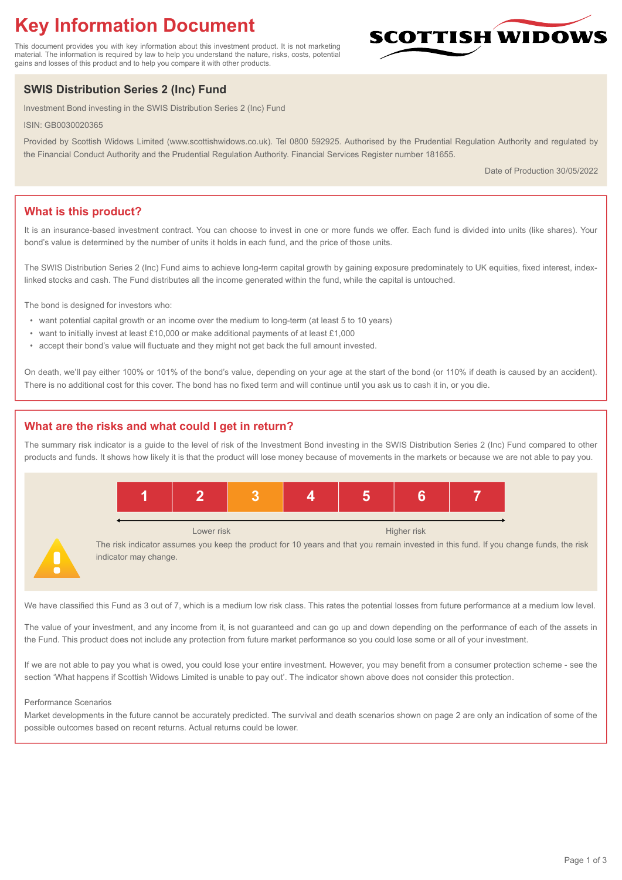# Key Information Document

This document provides you with key information about this investment product. It is not marketing material. The information is required by law to help you understand the nature, risks, costs, potential gains and losses of this product and to help you compare it with other products.

SCOTTISH WIDOWS

## SWIS Distribution Series 2 (Inc) Fund

Investment Bond investing in the SWIS Distribution Series 2 (Inc) Fund

ISIN: GB0030020365

Provided by Scottish Widows Limited (www.scottishwidows.co.uk). Tel 0800 592925. Authorised by the Prudential Regulation Authority and regulated by the Financial Conduct Authority and the Prudential Regulation Authority. Financial Services Register number 181655.

Date of Production 30/05/2022

## What is this product?

It is an insurance-based investment contract. You can choose to invest in one or more funds we offer. Each fund is divided into units (like shares). Your bond's value is determined by the number of units it holds in each fund, and the price of those units.

The SWIS Distribution Series 2 (Inc) Fund aims to achieve long-term capital growth by gaining exposure predominately to UK equities, fixed interest, index-linked stocks and cash. The Fund distributes all the income generated within the fund, while the capital is untouched.

The bond is designed for investors who:

- want potential capital growth or an income over the medium to long-term (at least 5 to 10 years)
- want to initially invest at least £10,000 or make additional payments of at least £1,000
- accept their bond's value will fluctuate and they might not get back the full amount invested.

On death, we'll pay either 100% or 101% of the bond's value, depending on your age at the start of the bond (or 110% if death is caused by an accident). There is no additional cost for this cover. The bond has no fixed term and will continue until you ask us to cash it in, or you die.

## What are the risks and what could I get in return?

The summary risk indicator is a guide to the level of risk of the Investment Bond investing in the SWIS Distribution Series 2 (Inc) Fund compared to other products and funds. It shows how likely it is that the product will lose money because of movements in the markets or because we are not able to pay you.

| 1 | 2 | **3** | 4 | 5 | 6 | 7 |
|---|---|---|---|---|---|---|

Lower risk ← → Higher risk

The risk indicator assumes you keep the product for 10 years and that you remain invested in this fund. If you change funds, the risk indicator may change.

We have classified this Fund as 3 out of 7, which is a medium low risk class. This rates the potential losses from future performance at a medium low level.

The value of your investment, and any income from it, is not guaranteed and can go up and down depending on the performance of each of the assets in the Fund. This product does not include any protection from future market performance so you could lose some or all of your investment.

If we are not able to pay you what is owed, you could lose your entire investment. However, you may benefit from a consumer protection scheme - see the section 'What happens if Scottish Widows Limited is unable to pay out'. The indicator shown above does not consider this protection.

Performance Scenarios

Market developments in the future cannot be accurately predicted. The survival and death scenarios shown on page 2 are only an indication of some of the possible outcomes based on recent returns. Actual returns could be lower.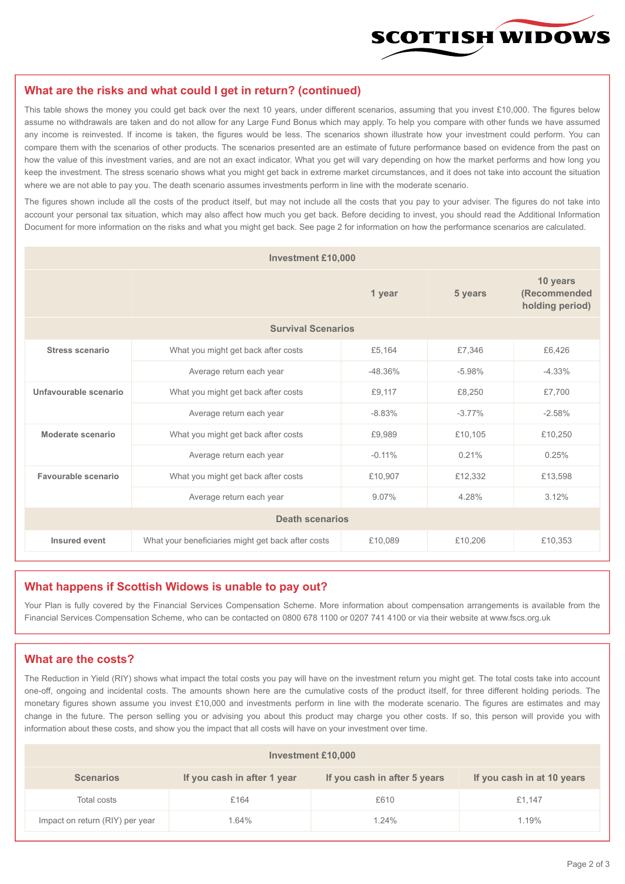## What are the risks and what could I get in return? (continued)

This table shows the money you could get back over the next 10 years, under different scenarios, assuming that you invest £10,000. The figures below assume no withdrawals are taken and do not allow for any Large Fund Bonus which may apply. To help you compare with other funds we have assumed any income is reinvested. If income is taken, the figures would be less. The scenarios shown illustrate how your investment could perform. You can compare them with the scenarios of other products. The scenarios presented are an estimate of future performance based on evidence from the past on how the value of this investment varies, and are not an exact indicator. What you get will vary depending on how the market performs and how long you keep the investment. The stress scenario shows what you might get back in extreme market circumstances, and it does not take into account the situation where we are not able to pay you. The death scenario assumes investments perform in line with the moderate scenario.

The figures shown include all the costs of the product itself, but may not include all the costs that you pay to your adviser. The figures do not take into account your personal tax situation, which may also affect how much you get back. Before deciding to invest, you should read the Additional Information Document for more information on the risks and what you might get back. See page 2 for information on how the performance scenarios are calculated.

| Investment £10,000 | | | | |
|---|---|---|---|---|
| | | 1 year | 5 years | 10 years (Recommended holding period) |
| **Survival Scenarios** | | | | |
| **Stress scenario** | What you might get back after costs | £5,164 | £7,346 | £6,426 |
| | Average return each year | -48.36% | -5.98% | -4.33% |
| **Unfavourable scenario** | What you might get back after costs | £9,117 | £8,250 | £7,700 |
| | Average return each year | -8.83% | -3.77% | -2.58% |
| **Moderate scenario** | What you might get back after costs | £9,989 | £10,105 | £10,250 |
| | Average return each year | -0.11% | 0.21% | 0.25% |
| **Favourable scenario** | What you might get back after costs | £10,907 | £12,332 | £13,598 |
| | Average return each year | 9.07% | 4.28% | 3.12% |
| **Death scenarios** | | | | |
| **Insured event** | What your beneficiaries might get back after costs | £10,089 | £10,206 | £10,353 |

## What happens if Scottish Widows is unable to pay out?

Your Plan is fully covered by the Financial Services Compensation Scheme. More information about compensation arrangements is available from the Financial Services Compensation Scheme, who can be contacted on 0800 678 1100 or 0207 741 4100 or via their website at www.fscs.org.uk

## What are the costs?

The Reduction in Yield (RIY) shows what impact the total costs you pay will have on the investment return you might get. The total costs take into account one-off, ongoing and incidental costs. The amounts shown here are the cumulative costs of the product itself, for three different holding periods. The monetary figures shown assume you invest £10,000 and investments perform in line with the moderate scenario. The figures are estimates and may change in the future. The person selling you or advising you about this product may charge you other costs. If so, this person will provide you with information about these costs, and show you the impact that all costs will have on your investment over time.

| Investment £10,000 | | | |
|---|---|---|---|
| **Scenarios** | **If you cash in after 1 year** | **If you cash in after 5 years** | **If you cash in at 10 years** |
| Total costs | £164 | £610 | £1,147 |
| Impact on return (RIY) per year | 1.64% | 1.24% | 1.19% |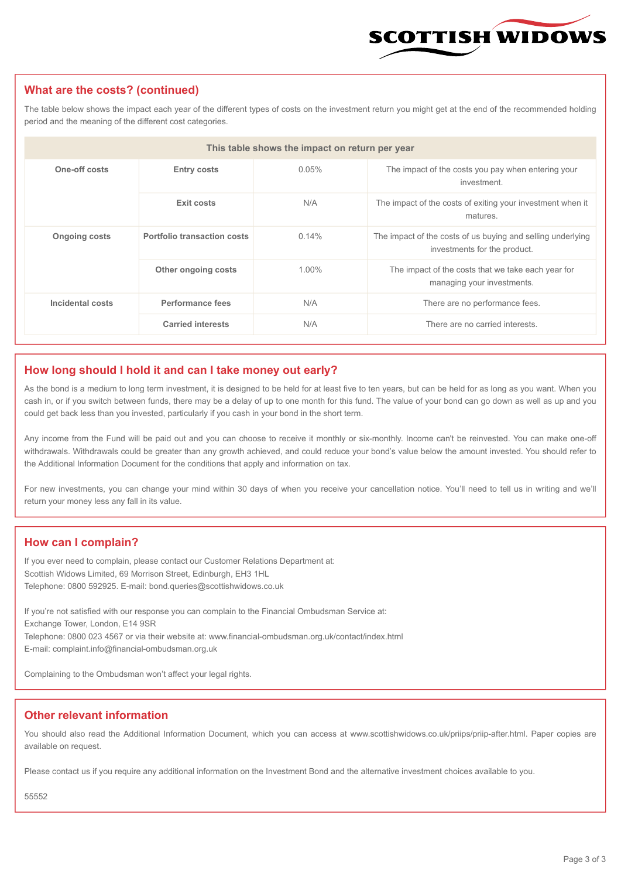## What are the costs? (continued)

The table below shows the impact each year of the different types of costs on the investment return you might get at the end of the recommended holding period and the meaning of the different cost categories.

| This table shows the impact on return per year | | | |
|---|---|---|---|
| **One-off costs** | **Entry costs** | 0.05% | The impact of the costs you pay when entering your investment. |
| | **Exit costs** | N/A | The impact of the costs of exiting your investment when it matures. |
| **Ongoing costs** | **Portfolio transaction costs** | 0.14% | The impact of the costs of us buying and selling underlying investments for the product. |
| | **Other ongoing costs** | 1.00% | The impact of the costs that we take each year for managing your investments. |
| **Incidental costs** | **Performance fees** | N/A | There are no performance fees. |
| | **Carried interests** | N/A | There are no carried interests. |

## How long should I hold it and can I take money out early?

As the bond is a medium to long term investment, it is designed to be held for at least five to ten years, but can be held for as long as you want. When you cash in, or if you switch between funds, there may be a delay of up to one month for this fund. The value of your bond can go down as well as up and you could get back less than you invested, particularly if you cash in your bond in the short term.

Any income from the Fund will be paid out and you can choose to receive it monthly or six-monthly. Income can't be reinvested. You can make one-off withdrawals. Withdrawals could be greater than any growth achieved, and could reduce your bond's value below the amount invested. You should refer to the Additional Information Document for the conditions that apply and information on tax.

For new investments, you can change your mind within 30 days of when you receive your cancellation notice. You'll need to tell us in writing and we'll return your money less any fall in its value.

## How can I complain?

If you ever need to complain, please contact our Customer Relations Department at:
Scottish Widows Limited, 69 Morrison Street, Edinburgh, EH3 1HL
Telephone: 0800 592925. E-mail: bond.queries@scottishwidows.co.uk

If you're not satisfied with our response you can complain to the Financial Ombudsman Service at:
Exchange Tower, London, E14 9SR
Telephone: 0800 023 4567 or via their website at: www.financial-ombudsman.org.uk/contact/index.html
E-mail: complaint.info@financial-ombudsman.org.uk

Complaining to the Ombudsman won't affect your legal rights.

## Other relevant information

You should also read the Additional Information Document, which you can access at www.scottishwidows.co.uk/priips/priip-after.html. Paper copies are available on request.

Please contact us if you require any additional information on the Investment Bond and the alternative investment choices available to you.

55552